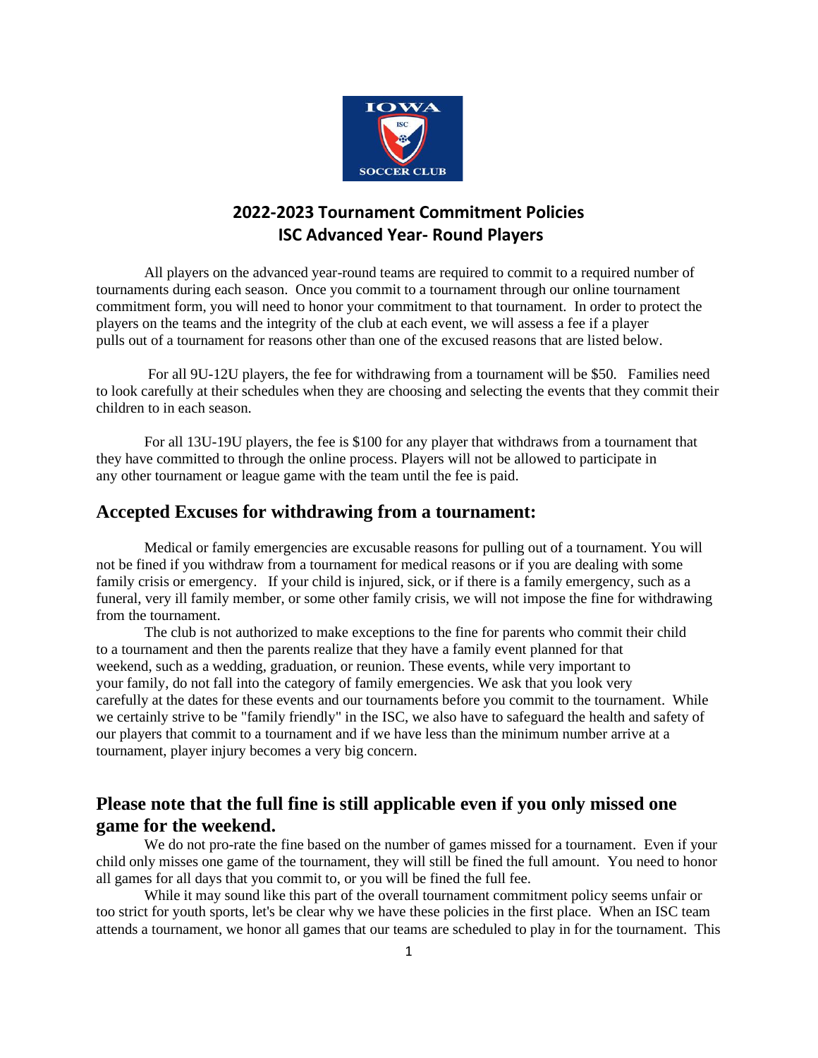## 2022-2023 Tournament Commitment Policies
## ISC Advanced Year- Round Players

All players on the advanced year-round teams are required to commit to a required number of tournaments during each season. Once you commit to a tournament through our online tournament commitment form, you will need to honor your commitment to that tournament. In order to protect the players on the teams and the integrity of the club at each event, we will assess a fee if a player pulls out of a tournament for reasons other than one of the excused reasons that are listed below.

For all 9U-12U players, the fee for withdrawing from a tournament will be $50. Families need to look carefully at their schedules when they are choosing and selecting the events that they commit their children to in each season.

For all 13U-19U players, the fee is $100 for any player that withdraws from a tournament that they have committed to through the online process. Players will not be allowed to participate in any other tournament or league game with the team until the fee is paid.

## Accepted Excuses for withdrawing from a tournament:

Medical or family emergencies are excusable reasons for pulling out of a tournament. You will not be fined if you withdraw from a tournament for medical reasons or if you are dealing with some family crisis or emergency. If your child is injured, sick, or if there is a family emergency, such as a funeral, very ill family member, or some other family crisis, we will not impose the fine for withdrawing from the tournament.

The club is not authorized to make exceptions to the fine for parents who commit their child to a tournament and then the parents realize that they have a family event planned for that weekend, such as a wedding, graduation, or reunion. These events, while very important to your family, do not fall into the category of family emergencies. We ask that you look very carefully at the dates for these events and our tournaments before you commit to the tournament. While we certainly strive to be "family friendly" in the ISC, we also have to safeguard the health and safety of our players that commit to a tournament and if we have less than the minimum number arrive at a tournament, player injury becomes a very big concern.

## Please note that the full fine is still applicable even if you only missed one game for the weekend.

We do not pro-rate the fine based on the number of games missed for a tournament. Even if your child only misses one game of the tournament, they will still be fined the full amount. You need to honor all games for all days that you commit to, or you will be fined the full fee.

While it may sound like this part of the overall tournament commitment policy seems unfair or too strict for youth sports, let's be clear why we have these policies in the first place. When an ISC team attends a tournament, we honor all games that our teams are scheduled to play in for the tournament. This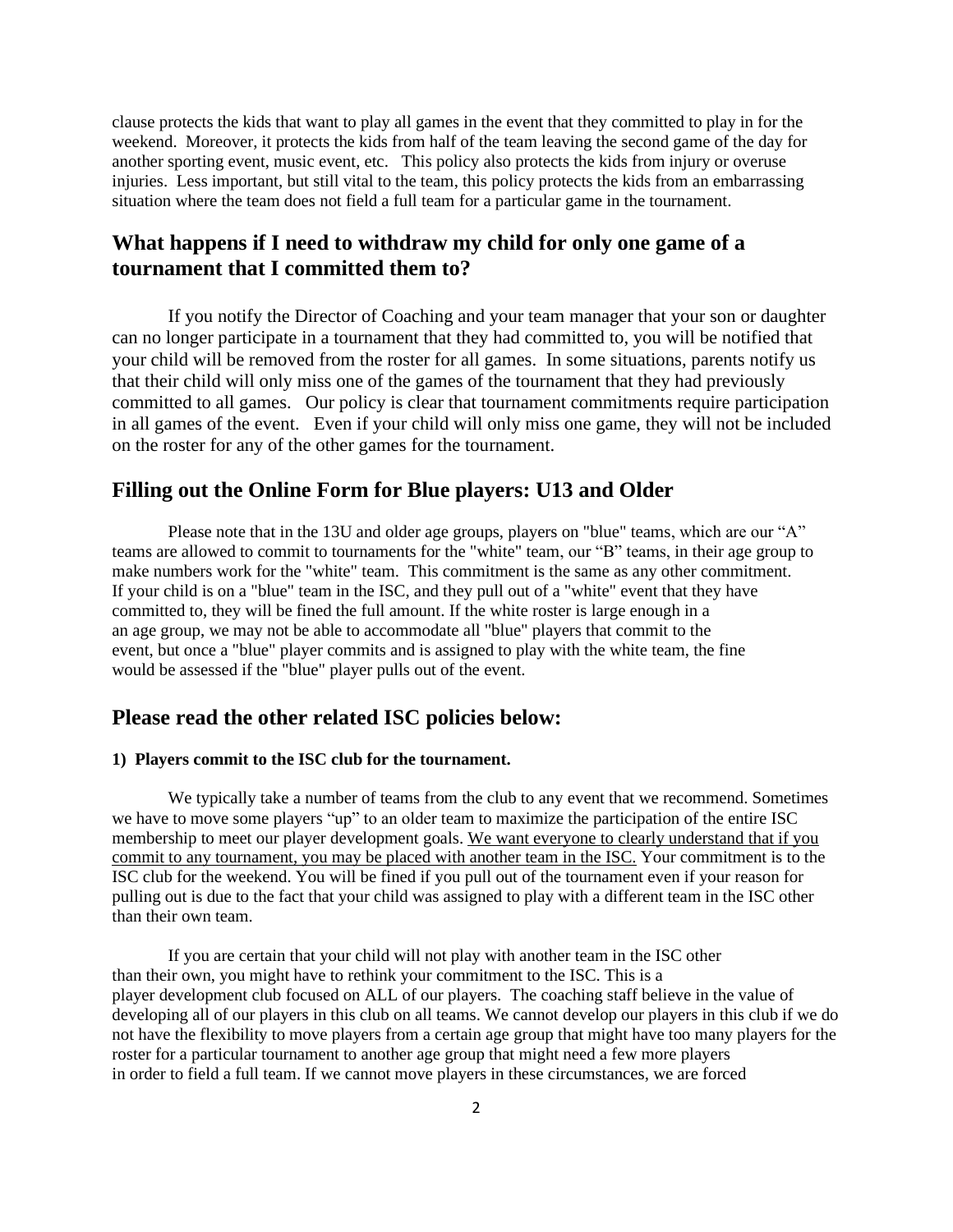clause protects the kids that want to play all games in the event that they committed to play in for the weekend. Moreover, it protects the kids from half of the team leaving the second game of the day for another sporting event, music event, etc. This policy also protects the kids from injury or overuse injuries. Less important, but still vital to the team, this policy protects the kids from an embarrassing situation where the team does not field a full team for a particular game in the tournament.

## What happens if I need to withdraw my child for only one game of a tournament that I committed them to?

If you notify the Director of Coaching and your team manager that your son or daughter can no longer participate in a tournament that they had committed to, you will be notified that your child will be removed from the roster for all games. In some situations, parents notify us that their child will only miss one of the games of the tournament that they had previously committed to all games. Our policy is clear that tournament commitments require participation in all games of the event. Even if your child will only miss one game, they will not be included on the roster for any of the other games for the tournament.

## Filling out the Online Form for Blue players: U13 and Older

Please note that in the 13U and older age groups, players on "blue" teams, which are our "A" teams are allowed to commit to tournaments for the "white" team, our "B" teams, in their age group to make numbers work for the "white" team. This commitment is the same as any other commitment. If your child is on a "blue" team in the ISC, and they pull out of a "white" event that they have committed to, they will be fined the full amount. If the white roster is large enough in a an age group, we may not be able to accommodate all "blue" players that commit to the event, but once a "blue" player commits and is assigned to play with the white team, the fine would be assessed if the "blue" player pulls out of the event.

## Please read the other related ISC policies below:

#### 1) Players commit to the ISC club for the tournament.

We typically take a number of teams from the club to any event that we recommend. Sometimes we have to move some players "up" to an older team to maximize the participation of the entire ISC membership to meet our player development goals. <u>We want everyone to clearly understand that if you commit to any tournament, you may be placed with another team in the ISC.</u> Your commitment is to the ISC club for the weekend. You will be fined if you pull out of the tournament even if your reason for pulling out is due to the fact that your child was assigned to play with a different team in the ISC other than their own team.

If you are certain that your child will not play with another team in the ISC other than their own, you might have to rethink your commitment to the ISC. This is a player development club focused on ALL of our players. The coaching staff believe in the value of developing all of our players in this club on all teams. We cannot develop our players in this club if we do not have the flexibility to move players from a certain age group that might have too many players for the roster for a particular tournament to another age group that might need a few more players in order to field a full team. If we cannot move players in these circumstances, we are forced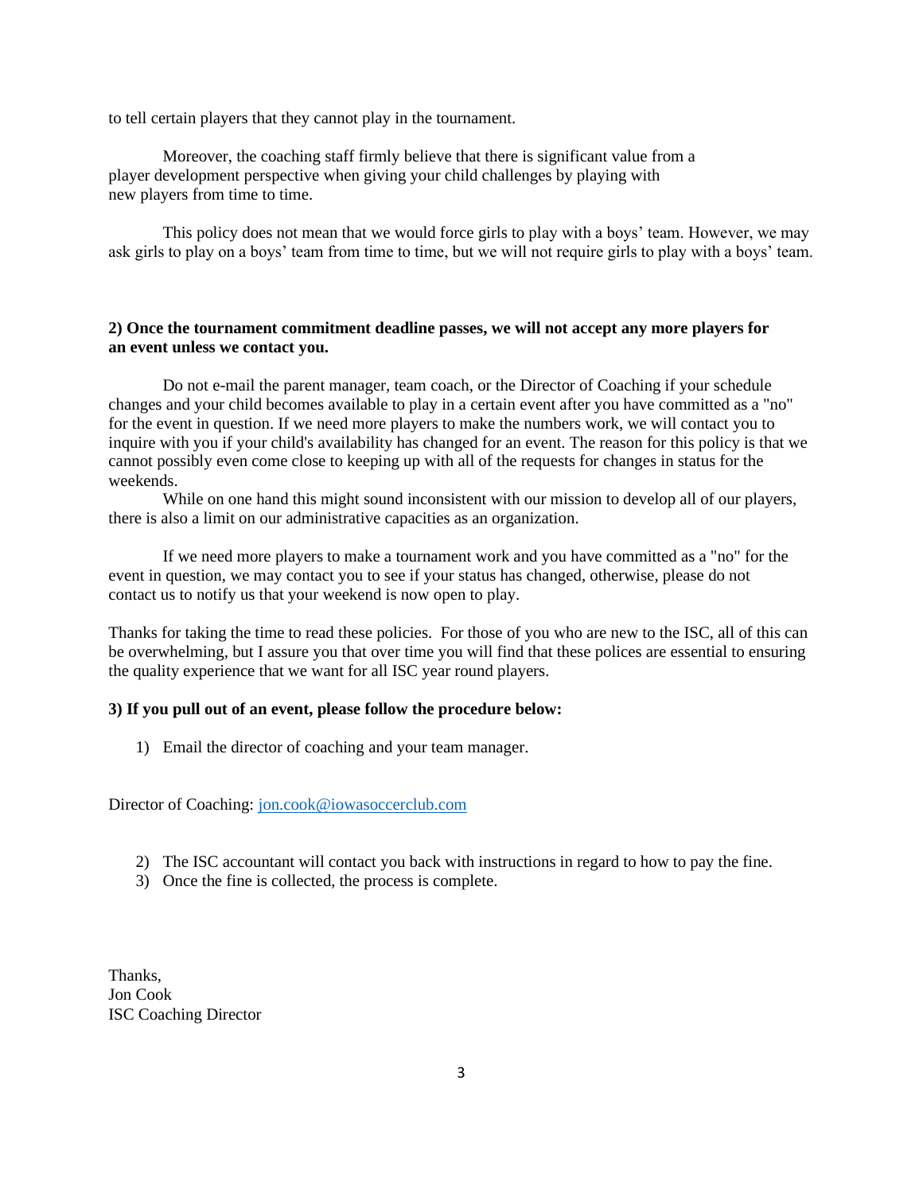to tell certain players that they cannot play in the tournament.

Moreover, the coaching staff firmly believe that there is significant value from a player development perspective when giving your child challenges by playing with new players from time to time.

This policy does not mean that we would force girls to play with a boys' team. However, we may ask girls to play on a boys' team from time to time, but we will not require girls to play with a boys' team.

**2) Once the tournament commitment deadline passes, we will not accept any more players for an event unless we contact you.**

Do not e-mail the parent manager, team coach, or the Director of Coaching if your schedule changes and your child becomes available to play in a certain event after you have committed as a "no" for the event in question. If we need more players to make the numbers work, we will contact you to inquire with you if your child's availability has changed for an event. The reason for this policy is that we cannot possibly even come close to keeping up with all of the requests for changes in status for the weekends.

While on one hand this might sound inconsistent with our mission to develop all of our players, there is also a limit on our administrative capacities as an organization.

If we need more players to make a tournament work and you have committed as a "no" for the event in question, we may contact you to see if your status has changed, otherwise, please do not contact us to notify us that your weekend is now open to play.

Thanks for taking the time to read these policies. For those of you who are new to the ISC, all of this can be overwhelming, but I assure you that over time you will find that these polices are essential to ensuring the quality experience that we want for all ISC year round players.

**3) If you pull out of an event, please follow the procedure below:**

1) Email the director of coaching and your team manager.

Director of Coaching: jon.cook@iowasoccerclub.com

2) The ISC accountant will contact you back with instructions in regard to how to pay the fine.
3) Once the fine is collected, the process is complete.

Thanks,
Jon Cook
ISC Coaching Director